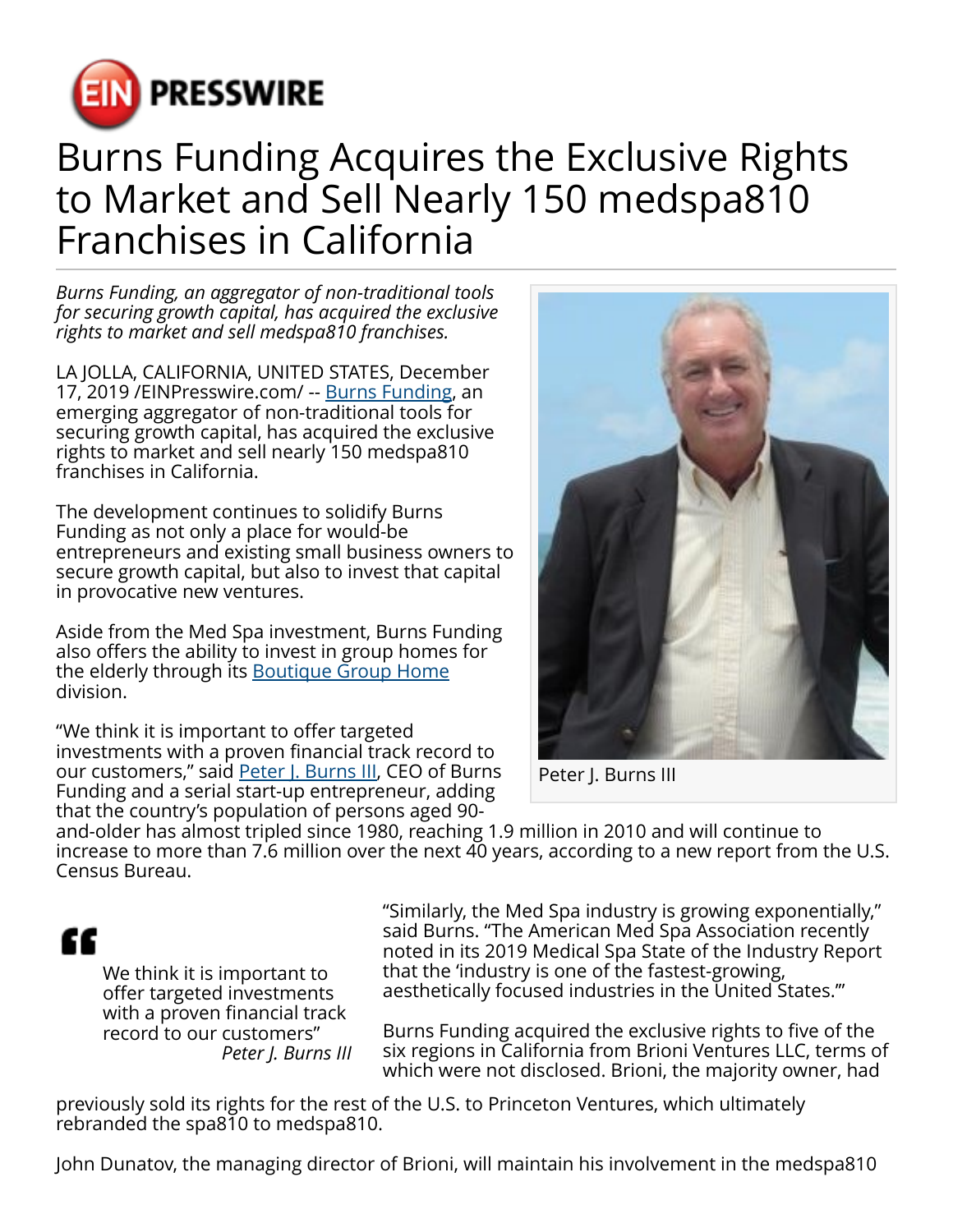# Burns Funding Acquires the Exclusive Rights to Market and Sell Nearly 150 medspa810 Franchises in California

*Burns Funding, an aggregator of non-traditional tools for securing growth capital, has acquired the exclusive rights to market and sell medspa810 franchises.*

LA JOLLA, CALIFORNIA, UNITED STATES, December 17, 2019 /EINPresswire.com/ -- Burns Funding, an emerging aggregator of non-traditional tools for securing growth capital, has acquired the exclusive rights to market and sell nearly 150 medspa810 franchises in California.

The development continues to solidify Burns Funding as not only a place for would-be entrepreneurs and existing small business owners to secure growth capital, but also to invest that capital in provocative new ventures.

Aside from the Med Spa investment, Burns Funding also offers the ability to invest in group homes for the elderly through its Boutique Group Home division.

"We think it is important to offer targeted investments with a proven financial track record to our customers," said Peter J. Burns III, CEO of Burns Funding and a serial start-up entrepreneur, adding that the country's population of persons aged 90-and-older has almost tripled since 1980, reaching 1.9 million in 2010 and will continue to increase to more than 7.6 million over the next 40 years, according to a new report from the U.S. Census Bureau.

Peter J. Burns III

> We think it is important to offer targeted investments with a proven financial track record to our customers"
>
> *Peter J. Burns III*

"Similarly, the Med Spa industry is growing exponentially," said Burns. "The American Med Spa Association recently noted in its 2019 Medical Spa State of the Industry Report that the 'industry is one of the fastest-growing, aesthetically focused industries in the United States.'"

Burns Funding acquired the exclusive rights to five of the six regions in California from Brioni Ventures LLC, terms of which were not disclosed. Brioni, the majority owner, had previously sold its rights for the rest of the U.S. to Princeton Ventures, which ultimately rebranded the spa810 to medspa810.

John Dunatov, the managing director of Brioni, will maintain his involvement in the medspa810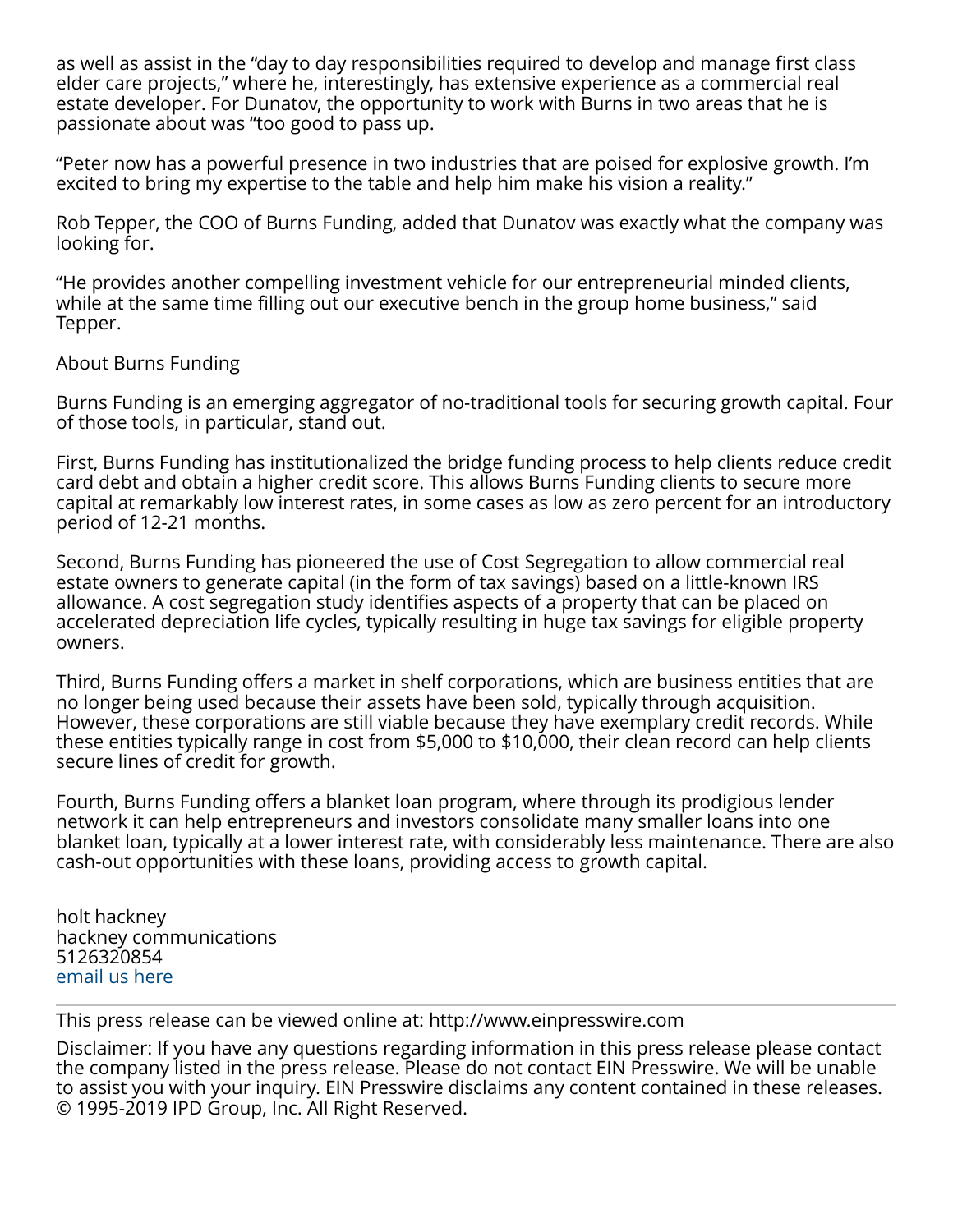as well as assist in the “day to day responsibilities required to develop and manage first class elder care projects,” where he, interestingly, has extensive experience as a commercial real estate developer. For Dunatov, the opportunity to work with Burns in two areas that he is passionate about was “too good to pass up.

“Peter now has a powerful presence in two industries that are poised for explosive growth. I’m excited to bring my expertise to the table and help him make his vision a reality.”

Rob Tepper, the COO of Burns Funding, added that Dunatov was exactly what the company was looking for.

“He provides another compelling investment vehicle for our entrepreneurial minded clients, while at the same time filling out our executive bench in the group home business,” said Tepper.

About Burns Funding

Burns Funding is an emerging aggregator of no-traditional tools for securing growth capital. Four of those tools, in particular, stand out.

First, Burns Funding has institutionalized the bridge funding process to help clients reduce credit card debt and obtain a higher credit score. This allows Burns Funding clients to secure more capital at remarkably low interest rates, in some cases as low as zero percent for an introductory period of 12-21 months.

Second, Burns Funding has pioneered the use of Cost Segregation to allow commercial real estate owners to generate capital (in the form of tax savings) based on a little-known IRS allowance. A cost segregation study identifies aspects of a property that can be placed on accelerated depreciation life cycles, typically resulting in huge tax savings for eligible property owners.

Third, Burns Funding offers a market in shelf corporations, which are business entities that are no longer being used because their assets have been sold, typically through acquisition. However, these corporations are still viable because they have exemplary credit records. While these entities typically range in cost from $5,000 to $10,000, their clean record can help clients secure lines of credit for growth.

Fourth, Burns Funding offers a blanket loan program, where through its prodigious lender network it can help entrepreneurs and investors consolidate many smaller loans into one blanket loan, typically at a lower interest rate, with considerably less maintenance. There are also cash-out opportunities with these loans, providing access to growth capital.

holt hackney
hackney communications
5126320854
email us here

---

This press release can be viewed online at: http://www.einpresswire.com

Disclaimer: If you have any questions regarding information in this press release please contact the company listed in the press release. Please do not contact EIN Presswire. We will be unable to assist you with your inquiry. EIN Presswire disclaims any content contained in these releases. © 1995-2019 IPD Group, Inc. All Right Reserved.